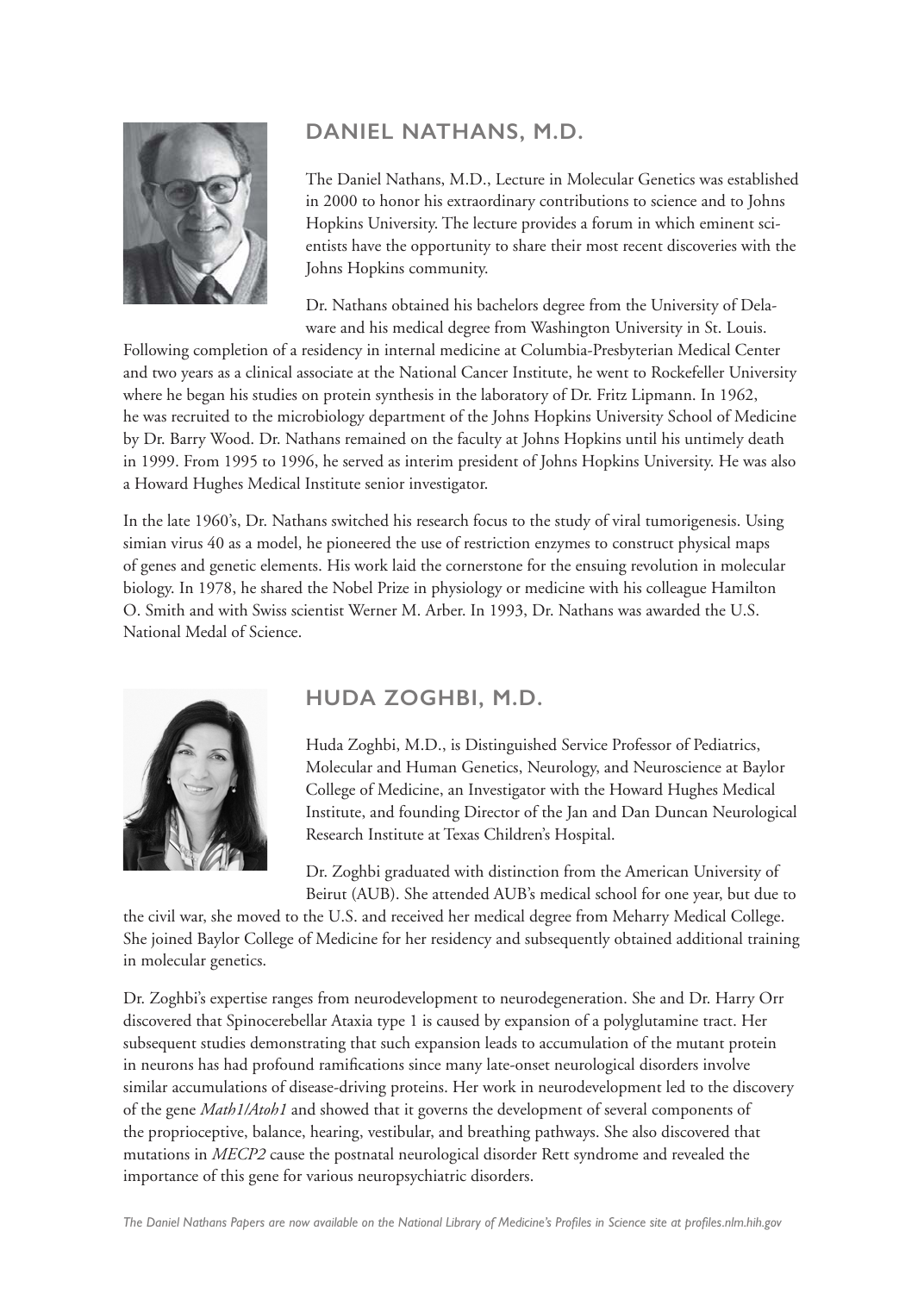## DANIEL NATHANS, M.D.

The Daniel Nathans, M.D., Lecture in Molecular Genetics was established in 2000 to honor his extraordinary contributions to science and to Johns Hopkins University. The lecture provides a forum in which eminent scientists have the opportunity to share their most recent discoveries with the Johns Hopkins community.

Dr. Nathans obtained his bachelors degree from the University of Delaware and his medical degree from Washington University in St. Louis. Following completion of a residency in internal medicine at Columbia-Presbyterian Medical Center and two years as a clinical associate at the National Cancer Institute, he went to Rockefeller University where he began his studies on protein synthesis in the laboratory of Dr. Fritz Lipmann. In 1962, he was recruited to the microbiology department of the Johns Hopkins University School of Medicine by Dr. Barry Wood. Dr. Nathans remained on the faculty at Johns Hopkins until his untimely death in 1999. From 1995 to 1996, he served as interim president of Johns Hopkins University. He was also a Howard Hughes Medical Institute senior investigator.

In the late 1960's, Dr. Nathans switched his research focus to the study of viral tumorigenesis. Using simian virus 40 as a model, he pioneered the use of restriction enzymes to construct physical maps of genes and genetic elements. His work laid the cornerstone for the ensuing revolution in molecular biology. In 1978, he shared the Nobel Prize in physiology or medicine with his colleague Hamilton O. Smith and with Swiss scientist Werner M. Arber. In 1993, Dr. Nathans was awarded the U.S. National Medal of Science.

## HUDA ZOGHBI, M.D.

Huda Zoghbi, M.D., is Distinguished Service Professor of Pediatrics, Molecular and Human Genetics, Neurology, and Neuroscience at Baylor College of Medicine, an Investigator with the Howard Hughes Medical Institute, and founding Director of the Jan and Dan Duncan Neurological Research Institute at Texas Children's Hospital.

Dr. Zoghbi graduated with distinction from the American University of Beirut (AUB). She attended AUB's medical school for one year, but due to the civil war, she moved to the U.S. and received her medical degree from Meharry Medical College. She joined Baylor College of Medicine for her residency and subsequently obtained additional training in molecular genetics.

Dr. Zoghbi's expertise ranges from neurodevelopment to neurodegeneration. She and Dr. Harry Orr discovered that Spinocerebellar Ataxia type 1 is caused by expansion of a polyglutamine tract. Her subsequent studies demonstrating that such expansion leads to accumulation of the mutant protein in neurons has had profound ramifications since many late-onset neurological disorders involve similar accumulations of disease-driving proteins. Her work in neurodevelopment led to the discovery of the gene *Math1/Atoh1* and showed that it governs the development of several components of the proprioceptive, balance, hearing, vestibular, and breathing pathways. She also discovered that mutations in *MECP2* cause the postnatal neurological disorder Rett syndrome and revealed the importance of this gene for various neuropsychiatric disorders.

*The Daniel Nathans Papers are now available on the National Library of Medicine's Profiles in Science site at profiles.nlm.hih.gov*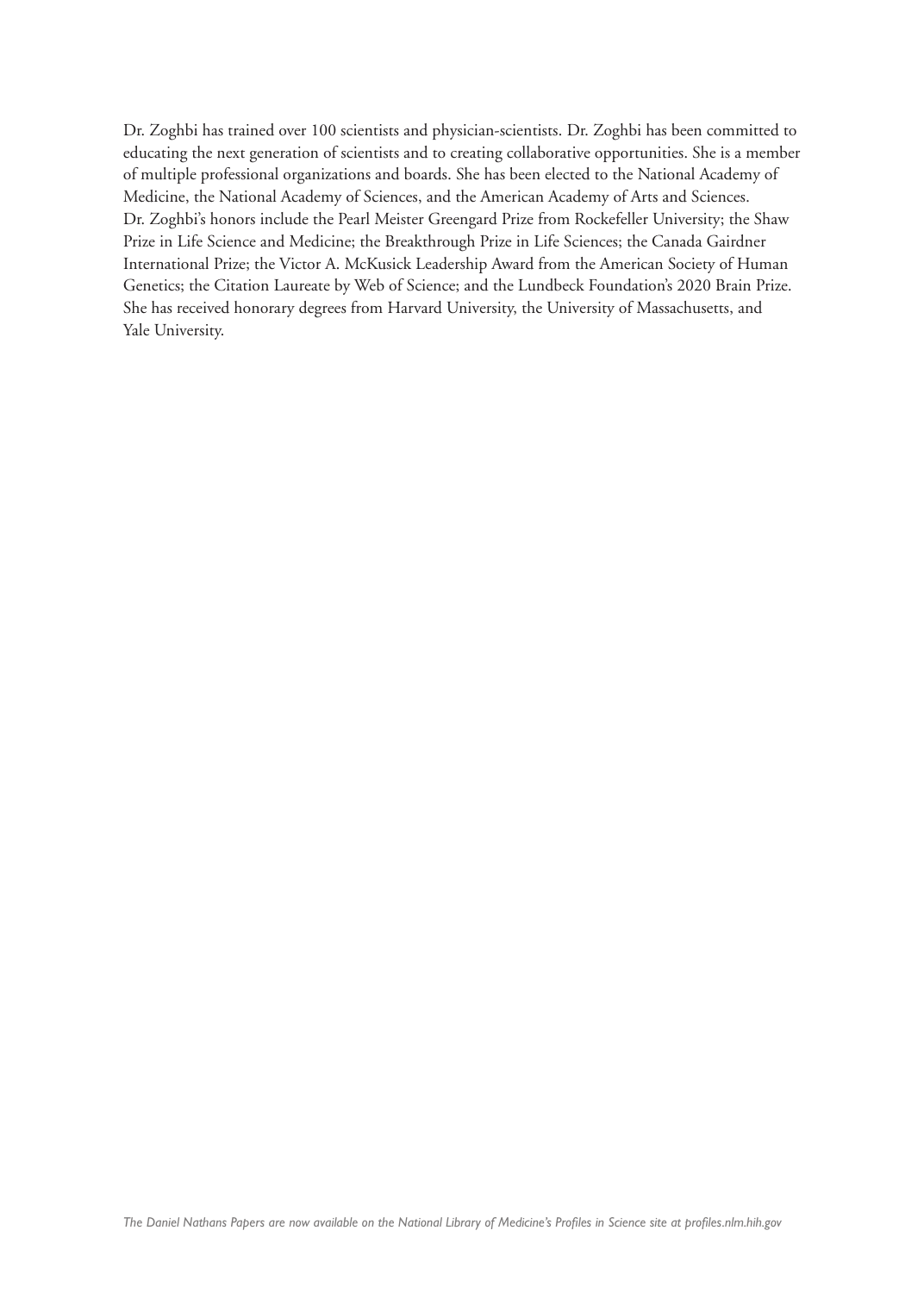Dr. Zoghbi has trained over 100 scientists and physician-scientists. Dr. Zoghbi has been committed to educating the next generation of scientists and to creating collaborative opportunities. She is a member of multiple professional organizations and boards. She has been elected to the National Academy of Medicine, the National Academy of Sciences, and the American Academy of Arts and Sciences. Dr. Zoghbi's honors include the Pearl Meister Greengard Prize from Rockefeller University; the Shaw Prize in Life Science and Medicine; the Breakthrough Prize in Life Sciences; the Canada Gairdner International Prize; the Victor A. McKusick Leadership Award from the American Society of Human Genetics; the Citation Laureate by Web of Science; and the Lundbeck Foundation's 2020 Brain Prize. She has received honorary degrees from Harvard University, the University of Massachusetts, and Yale University.

*The Daniel Nathans Papers are now available on the National Library of Medicine's Profiles in Science site at profiles.nlm.hih.gov*